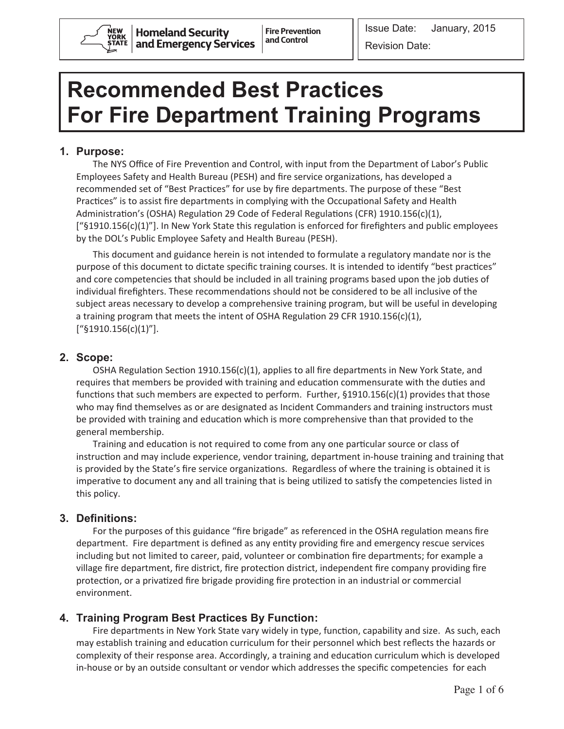New York State Homeland Security and Emergency Services | Fire Prevention and Control

Issue Date: January, 2015

Revision Date:

# Recommended Best Practices For Fire Department Training Programs

## 1. Purpose:

The NYS Office of Fire Prevention and Control, with input from the Department of Labor's Public Employees Safety and Health Bureau (PESH) and fire service organizations, has developed a recommended set of "Best Practices" for use by fire departments. The purpose of these "Best Practices" is to assist fire departments in complying with the Occupational Safety and Health Administration's (OSHA) Regulation 29 Code of Federal Regulations (CFR) 1910.156(c)(1), ["§1910.156(c)(1)"]. In New York State this regulation is enforced for firefighters and public employees by the DOL's Public Employee Safety and Health Bureau (PESH).

This document and guidance herein is not intended to formulate a regulatory mandate nor is the purpose of this document to dictate specific training courses. It is intended to identify "best practices" and core competencies that should be included in all training programs based upon the job duties of individual firefighters. These recommendations should not be considered to be all inclusive of the subject areas necessary to develop a comprehensive training program, but will be useful in developing a training program that meets the intent of OSHA Regulation 29 CFR 1910.156(c)(1), ["§1910.156(c)(1)"].

## 2. Scope:

OSHA Regulation Section 1910.156(c)(1), applies to all fire departments in New York State, and requires that members be provided with training and education commensurate with the duties and functions that such members are expected to perform. Further, §1910.156(c)(1) provides that those who may find themselves as or are designated as Incident Commanders and training instructors must be provided with training and education which is more comprehensive than that provided to the general membership.

Training and education is not required to come from any one particular source or class of instruction and may include experience, vendor training, department in-house training and training that is provided by the State's fire service organizations. Regardless of where the training is obtained it is imperative to document any and all training that is being utilized to satisfy the competencies listed in this policy.

## 3. Definitions:

For the purposes of this guidance "fire brigade" as referenced in the OSHA regulation means fire department. Fire department is defined as any entity providing fire and emergency rescue services including but not limited to career, paid, volunteer or combination fire departments; for example a village fire department, fire district, fire protection district, independent fire company providing fire protection, or a privatized fire brigade providing fire protection in an industrial or commercial environment.

## 4. Training Program Best Practices By Function:

Fire departments in New York State vary widely in type, function, capability and size. As such, each may establish training and education curriculum for their personnel which best reflects the hazards or complexity of their response area. Accordingly, a training and education curriculum which is developed in-house or by an outside consultant or vendor which addresses the specific competencies for each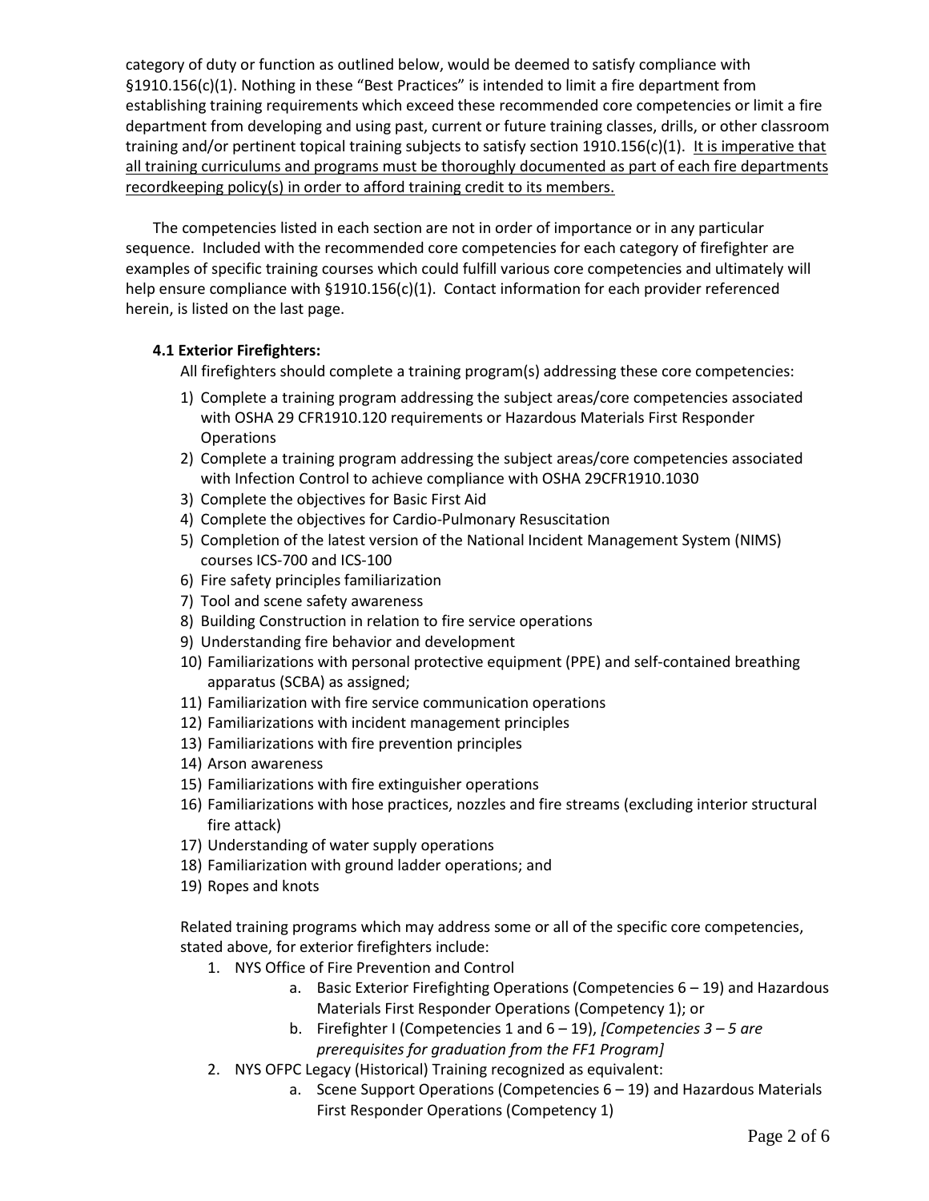category of duty or function as outlined below, would be deemed to satisfy compliance with §1910.156(c)(1). Nothing in these "Best Practices" is intended to limit a fire department from establishing training requirements which exceed these recommended core competencies or limit a fire department from developing and using past, current or future training classes, drills, or other classroom training and/or pertinent topical training subjects to satisfy section 1910.156(c)(1). <u>It is imperative that all training curriculums and programs must be thoroughly documented as part of each fire departments recordkeeping policy(s) in order to afford training credit to its members.</u>

The competencies listed in each section are not in order of importance or in any particular sequence. Included with the recommended core competencies for each category of firefighter are examples of specific training courses which could fulfill various core competencies and ultimately will help ensure compliance with §1910.156(c)(1). Contact information for each provider referenced herein, is listed on the last page.

### 4.1 Exterior Firefighters:

All firefighters should complete a training program(s) addressing these core competencies:

1) Complete a training program addressing the subject areas/core competencies associated with OSHA 29 CFR1910.120 requirements or Hazardous Materials First Responder Operations
2) Complete a training program addressing the subject areas/core competencies associated with Infection Control to achieve compliance with OSHA 29CFR1910.1030
3) Complete the objectives for Basic First Aid
4) Complete the objectives for Cardio-Pulmonary Resuscitation
5) Completion of the latest version of the National Incident Management System (NIMS) courses ICS-700 and ICS-100
6) Fire safety principles familiarization
7) Tool and scene safety awareness
8) Building Construction in relation to fire service operations
9) Understanding fire behavior and development
10) Familiarizations with personal protective equipment (PPE) and self-contained breathing apparatus (SCBA) as assigned;
11) Familiarization with fire service communication operations
12) Familiarizations with incident management principles
13) Familiarizations with fire prevention principles
14) Arson awareness
15) Familiarizations with fire extinguisher operations
16) Familiarizations with hose practices, nozzles and fire streams (excluding interior structural fire attack)
17) Understanding of water supply operations
18) Familiarization with ground ladder operations; and
19) Ropes and knots

Related training programs which may address some or all of the specific core competencies, stated above, for exterior firefighters include:

1. NYS Office of Fire Prevention and Control
    a. Basic Exterior Firefighting Operations (Competencies 6 – 19) and Hazardous Materials First Responder Operations (Competency 1); or
    b. Firefighter I (Competencies 1 and 6 – 19), *[Competencies 3 – 5 are prerequisites for graduation from the FF1 Program]*
2. NYS OFPC Legacy (Historical) Training recognized as equivalent:
    a. Scene Support Operations (Competencies 6 – 19) and Hazardous Materials First Responder Operations (Competency 1)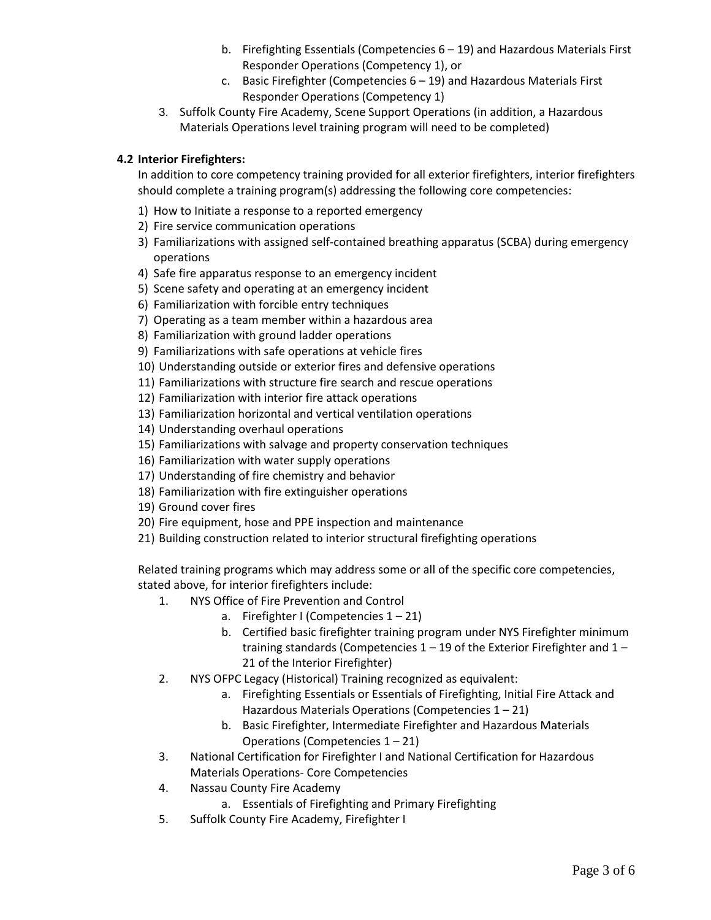b. Firefighting Essentials (Competencies 6 – 19) and Hazardous Materials First Responder Operations (Competency 1), or
   c. Basic Firefighter (Competencies 6 – 19) and Hazardous Materials First Responder Operations (Competency 1)
3. Suffolk County Fire Academy, Scene Support Operations (in addition, a Hazardous Materials Operations level training program will need to be completed)

### 4.2 Interior Firefighters:

In addition to core competency training provided for all exterior firefighters, interior firefighters should complete a training program(s) addressing the following core competencies:

1) How to Initiate a response to a reported emergency
2) Fire service communication operations
3) Familiarizations with assigned self-contained breathing apparatus (SCBA) during emergency operations
4) Safe fire apparatus response to an emergency incident
5) Scene safety and operating at an emergency incident
6) Familiarization with forcible entry techniques
7) Operating as a team member within a hazardous area
8) Familiarization with ground ladder operations
9) Familiarizations with safe operations at vehicle fires
10) Understanding outside or exterior fires and defensive operations
11) Familiarizations with structure fire search and rescue operations
12) Familiarization with interior fire attack operations
13) Familiarization horizontal and vertical ventilation operations
14) Understanding overhaul operations
15) Familiarizations with salvage and property conservation techniques
16) Familiarization with water supply operations
17) Understanding of fire chemistry and behavior
18) Familiarization with fire extinguisher operations
19) Ground cover fires
20) Fire equipment, hose and PPE inspection and maintenance
21) Building construction related to interior structural firefighting operations

Related training programs which may address some or all of the specific core competencies, stated above, for interior firefighters include:

1. NYS Office of Fire Prevention and Control
   a. Firefighter I (Competencies 1 – 21)
   b. Certified basic firefighter training program under NYS Firefighter minimum training standards (Competencies 1 – 19 of the Exterior Firefighter and 1 – 21 of the Interior Firefighter)
2. NYS OFPC Legacy (Historical) Training recognized as equivalent:
   a. Firefighting Essentials or Essentials of Firefighting, Initial Fire Attack and Hazardous Materials Operations (Competencies 1 – 21)
   b. Basic Firefighter, Intermediate Firefighter and Hazardous Materials Operations (Competencies 1 – 21)
3. National Certification for Firefighter I and National Certification for Hazardous Materials Operations- Core Competencies
4. Nassau County Fire Academy
   a. Essentials of Firefighting and Primary Firefighting
5. Suffolk County Fire Academy, Firefighter I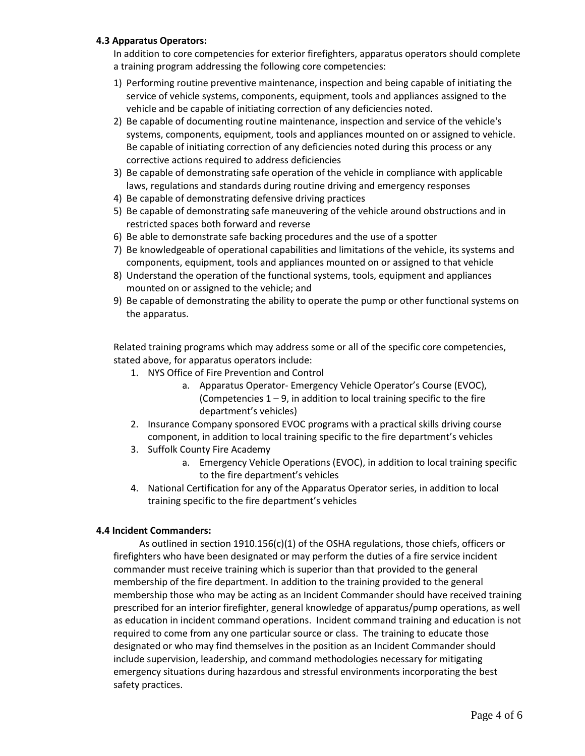### 4.3 Apparatus Operators:

In addition to core competencies for exterior firefighters, apparatus operators should complete a training program addressing the following core competencies:

1) Performing routine preventive maintenance, inspection and being capable of initiating the service of vehicle systems, components, equipment, tools and appliances assigned to the vehicle and be capable of initiating correction of any deficiencies noted.
2) Be capable of documenting routine maintenance, inspection and service of the vehicle's systems, components, equipment, tools and appliances mounted on or assigned to vehicle. Be capable of initiating correction of any deficiencies noted during this process or any corrective actions required to address deficiencies
3) Be capable of demonstrating safe operation of the vehicle in compliance with applicable laws, regulations and standards during routine driving and emergency responses
4) Be capable of demonstrating defensive driving practices
5) Be capable of demonstrating safe maneuvering of the vehicle around obstructions and in restricted spaces both forward and reverse
6) Be able to demonstrate safe backing procedures and the use of a spotter
7) Be knowledgeable of operational capabilities and limitations of the vehicle, its systems and components, equipment, tools and appliances mounted on or assigned to that vehicle
8) Understand the operation of the functional systems, tools, equipment and appliances mounted on or assigned to the vehicle; and
9) Be capable of demonstrating the ability to operate the pump or other functional systems on the apparatus.

Related training programs which may address some or all of the specific core competencies, stated above, for apparatus operators include:

1. NYS Office of Fire Prevention and Control
   a. Apparatus Operator- Emergency Vehicle Operator's Course (EVOC), (Competencies 1 – 9, in addition to local training specific to the fire department's vehicles)
2. Insurance Company sponsored EVOC programs with a practical skills driving course component, in addition to local training specific to the fire department's vehicles
3. Suffolk County Fire Academy
   a. Emergency Vehicle Operations (EVOC), in addition to local training specific to the fire department's vehicles
4. National Certification for any of the Apparatus Operator series, in addition to local training specific to the fire department's vehicles

### 4.4 Incident Commanders:

As outlined in section 1910.156(c)(1) of the OSHA regulations, those chiefs, officers or firefighters who have been designated or may perform the duties of a fire service incident commander must receive training which is superior than that provided to the general membership of the fire department. In addition to the training provided to the general membership those who may be acting as an Incident Commander should have received training prescribed for an interior firefighter, general knowledge of apparatus/pump operations, as well as education in incident command operations. Incident command training and education is not required to come from any one particular source or class. The training to educate those designated or who may find themselves in the position as an Incident Commander should include supervision, leadership, and command methodologies necessary for mitigating emergency situations during hazardous and stressful environments incorporating the best safety practices.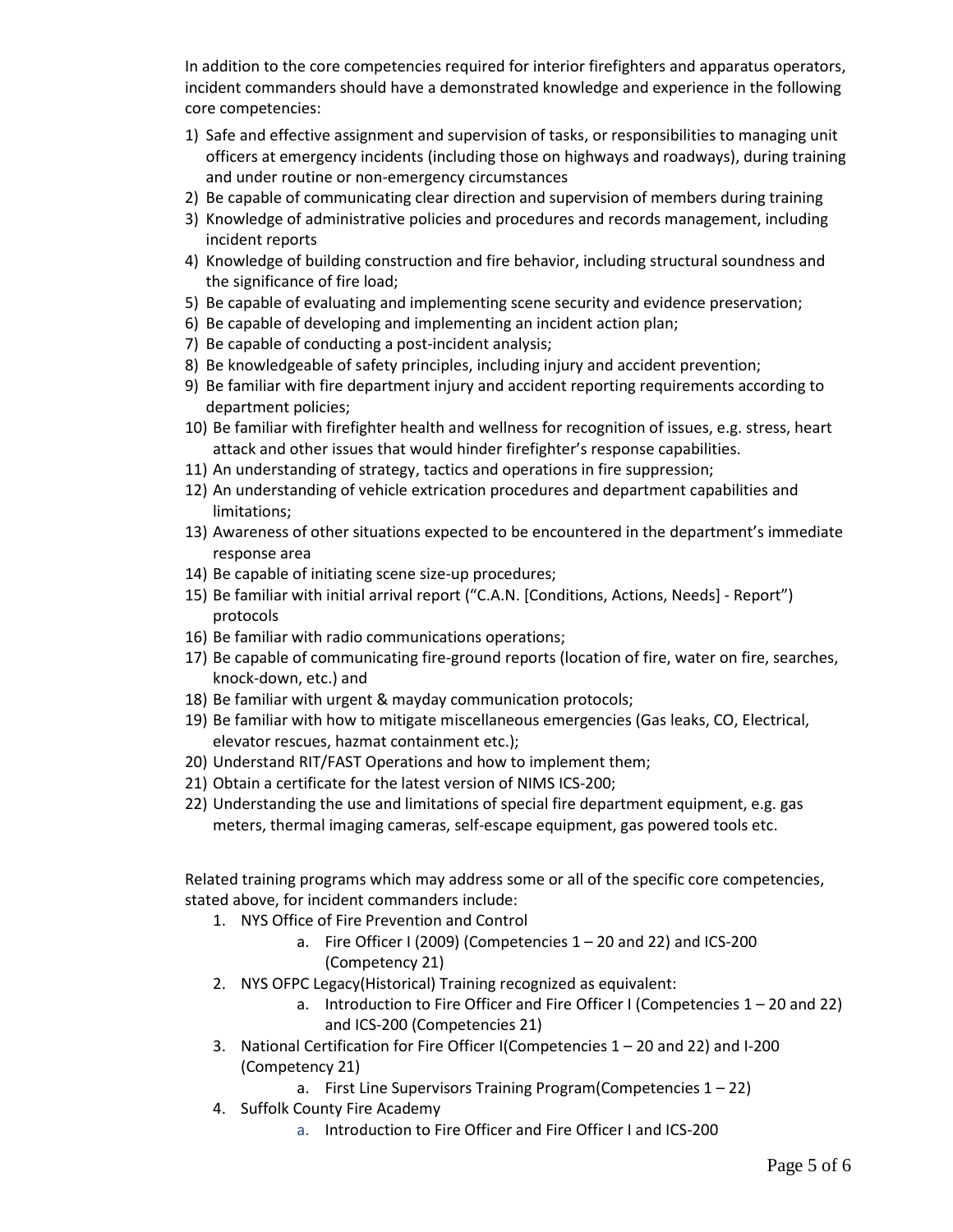In addition to the core competencies required for interior firefighters and apparatus operators, incident commanders should have a demonstrated knowledge and experience in the following core competencies:

1) Safe and effective assignment and supervision of tasks, or responsibilities to managing unit officers at emergency incidents (including those on highways and roadways), during training and under routine or non-emergency circumstances
2) Be capable of communicating clear direction and supervision of members during training
3) Knowledge of administrative policies and procedures and records management, including incident reports
4) Knowledge of building construction and fire behavior, including structural soundness and the significance of fire load;
5) Be capable of evaluating and implementing scene security and evidence preservation;
6) Be capable of developing and implementing an incident action plan;
7) Be capable of conducting a post-incident analysis;
8) Be knowledgeable of safety principles, including injury and accident prevention;
9) Be familiar with fire department injury and accident reporting requirements according to department policies;
10) Be familiar with firefighter health and wellness for recognition of issues, e.g. stress, heart attack and other issues that would hinder firefighter's response capabilities.
11) An understanding of strategy, tactics and operations in fire suppression;
12) An understanding of vehicle extrication procedures and department capabilities and limitations;
13) Awareness of other situations expected to be encountered in the department's immediate response area
14) Be capable of initiating scene size-up procedures;
15) Be familiar with initial arrival report ("C.A.N. [Conditions, Actions, Needs] - Report") protocols
16) Be familiar with radio communications operations;
17) Be capable of communicating fire-ground reports (location of fire, water on fire, searches, knock-down, etc.) and
18) Be familiar with urgent & mayday communication protocols;
19) Be familiar with how to mitigate miscellaneous emergencies (Gas leaks, CO, Electrical, elevator rescues, hazmat containment etc.);
20) Understand RIT/FAST Operations and how to implement them;
21) Obtain a certificate for the latest version of NIMS ICS-200;
22) Understanding the use and limitations of special fire department equipment, e.g. gas meters, thermal imaging cameras, self-escape equipment, gas powered tools etc.

Related training programs which may address some or all of the specific core competencies, stated above, for incident commanders include:

1. NYS Office of Fire Prevention and Control
    a. Fire Officer I (2009) (Competencies 1 – 20 and 22) and ICS-200 (Competency 21)
2. NYS OFPC Legacy(Historical) Training recognized as equivalent:
    a. Introduction to Fire Officer and Fire Officer I (Competencies 1 – 20 and 22) and ICS-200 (Competencies 21)
3. National Certification for Fire Officer I(Competencies 1 – 20 and 22) and I-200 (Competency 21)
    a. First Line Supervisors Training Program(Competencies 1 – 22)
4. Suffolk County Fire Academy
    a. Introduction to Fire Officer and Fire Officer I and ICS-200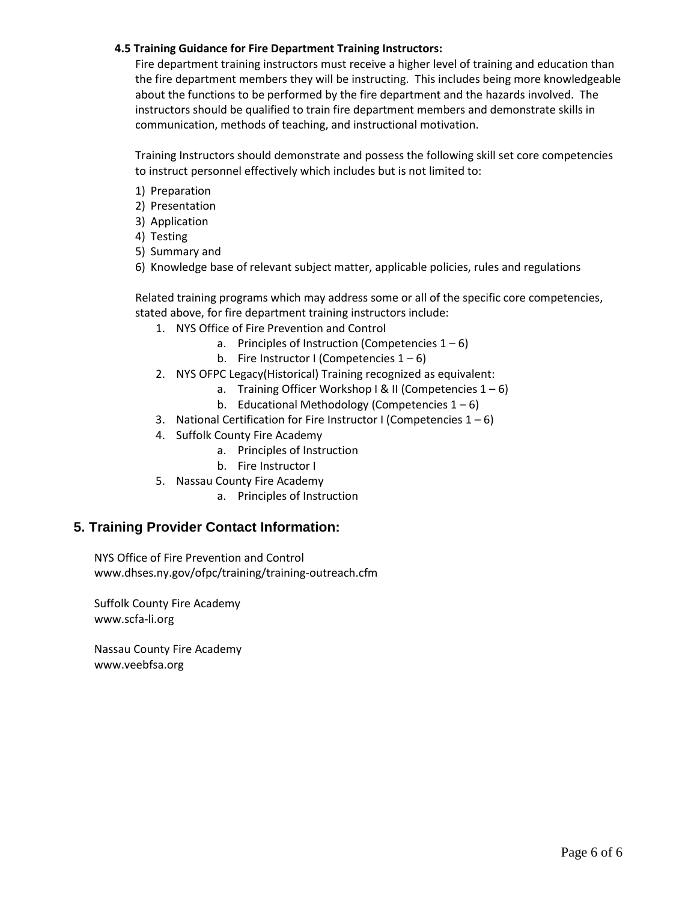### 4.5 Training Guidance for Fire Department Training Instructors:

Fire department training instructors must receive a higher level of training and education than the fire department members they will be instructing. This includes being more knowledgeable about the functions to be performed by the fire department and the hazards involved. The instructors should be qualified to train fire department members and demonstrate skills in communication, methods of teaching, and instructional motivation.

Training Instructors should demonstrate and possess the following skill set core competencies to instruct personnel effectively which includes but is not limited to:

1) Preparation
2) Presentation
3) Application
4) Testing
5) Summary and
6) Knowledge base of relevant subject matter, applicable policies, rules and regulations

Related training programs which may address some or all of the specific core competencies, stated above, for fire department training instructors include:

1. NYS Office of Fire Prevention and Control
    a. Principles of Instruction (Competencies 1 – 6)
    b. Fire Instructor I (Competencies 1 – 6)
2. NYS OFPC Legacy(Historical) Training recognized as equivalent:
    a. Training Officer Workshop I & II (Competencies 1 – 6)
    b. Educational Methodology (Competencies 1 – 6)
3. National Certification for Fire Instructor I (Competencies 1 – 6)
4. Suffolk County Fire Academy
    a. Principles of Instruction
    b. Fire Instructor I
5. Nassau County Fire Academy
    a. Principles of Instruction

## 5. Training Provider Contact Information:

NYS Office of Fire Prevention and Control
www.dhses.ny.gov/ofpc/training/training-outreach.cfm

Suffolk County Fire Academy
www.scfa-li.org

Nassau County Fire Academy
www.veebfsa.org